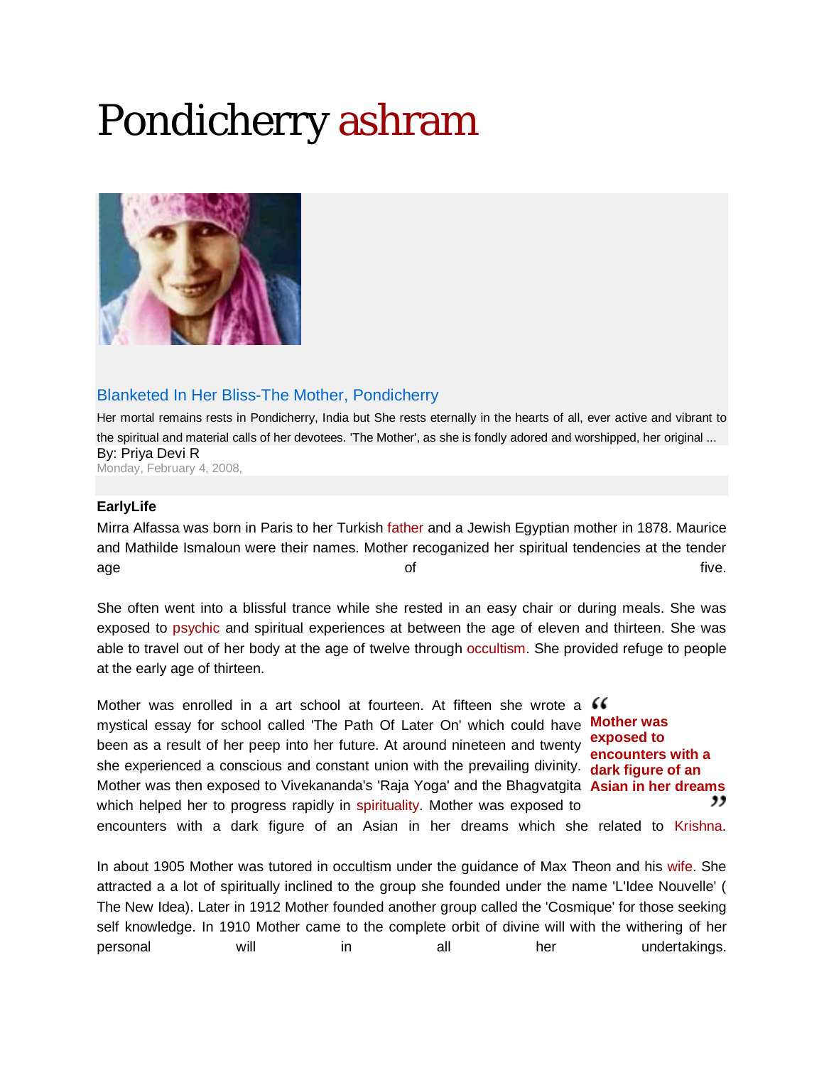# Pondicherry ashram

## Blanketed In Her Bliss-The Mother, Pondicherry

Her mortal remains rests in Pondicherry, India but She rests eternally in the hearts of all, ever active and vibrant to the spiritual and material calls of her devotees. 'The Mother', as she is fondly adored and worshipped, her original ...

By: Priya Devi R

Monday, February 4, 2008,

**EarlyLife**

Mirra Alfassa was born in Paris to her Turkish father and a Jewish Egyptian mother in 1878. Maurice and Mathilde Ismaloun were their names. Mother recoganized her spiritual tendencies at the tender age of five.

She often went into a blissful trance while she rested in an easy chair or during meals. She was exposed to psychic and spiritual experiences at between the age of eleven and thirteen. She was able to travel out of her body at the age of twelve through occultism. She provided refuge to people at the early age of thirteen.

Mother was enrolled in a art school at fourteen. At fifteen she wrote a mystical essay for school called 'The Path Of Later On' which could have been as a result of her peep into her future. At around nineteen and twenty she experienced a conscious and constant union with the prevailing divinity. Mother was then exposed to Vivekananda's 'Raja Yoga' and the Bhagvatgita which helped her to progress rapidly in spirituality. Mother was exposed to encounters with a dark figure of an Asian in her dreams which she related to Krishna.

> **“Mother was exposed to encounters with a dark figure of an Asian in her dreams”**

In about 1905 Mother was tutored in occultism under the guidance of Max Theon and his wife. She attracted a a lot of spiritually inclined to the group she founded under the name 'L'Idee Nouvelle' ( The New Idea). Later in 1912 Mother founded another group called the 'Cosmique' for those seeking self knowledge. In 1910 Mother came to the complete orbit of divine will with the withering of her personal will in all her undertakings.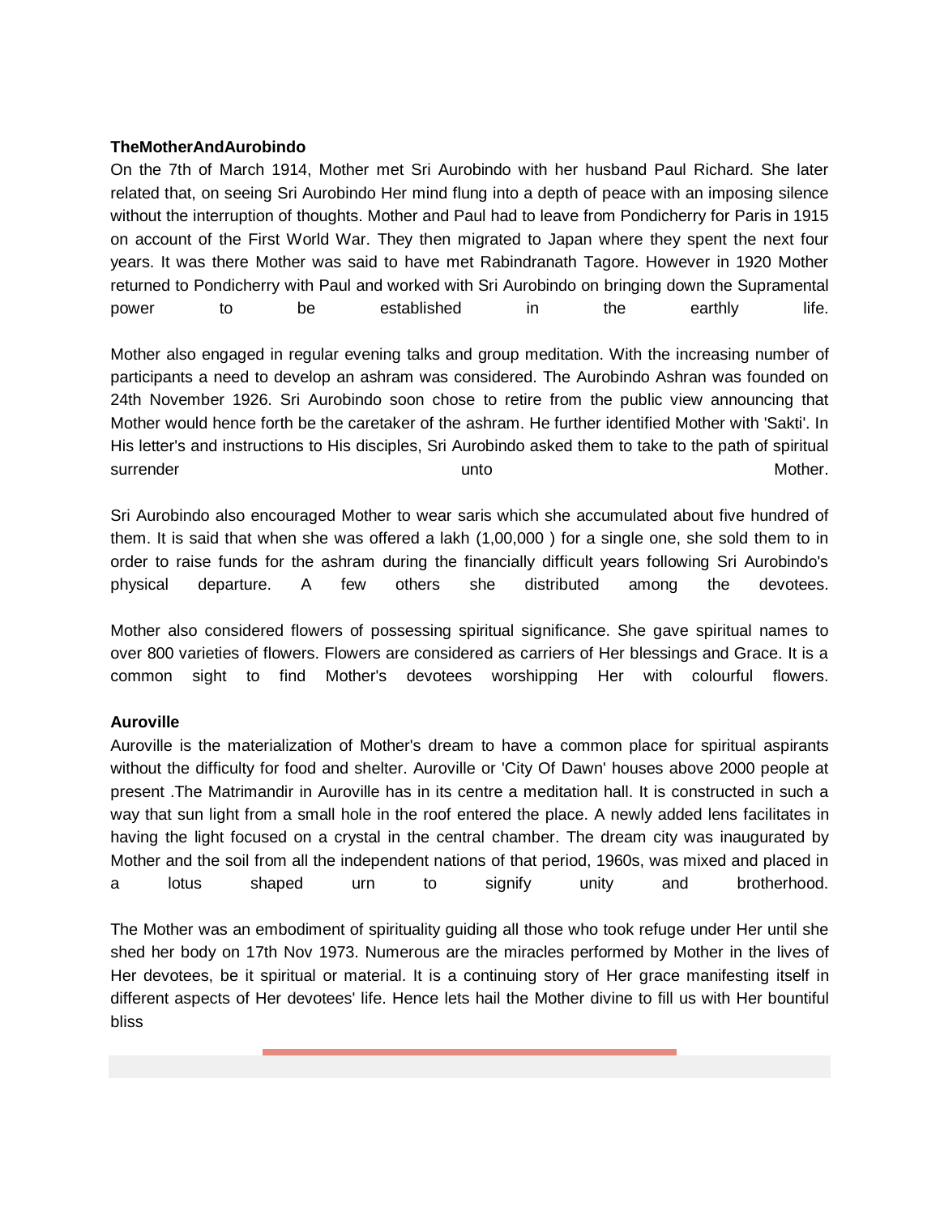**TheMotherAndAurobindo**

On the 7th of March 1914, Mother met Sri Aurobindo with her husband Paul Richard. She later related that, on seeing Sri Aurobindo Her mind flung into a depth of peace with an imposing silence without the interruption of thoughts. Mother and Paul had to leave from Pondicherry for Paris in 1915 on account of the First World War. They then migrated to Japan where they spent the next four years. It was there Mother was said to have met Rabindranath Tagore. However in 1920 Mother returned to Pondicherry with Paul and worked with Sri Aurobindo on bringing down the Supramental power to be established in the earthly life.

Mother also engaged in regular evening talks and group meditation. With the increasing number of participants a need to develop an ashram was considered. The Aurobindo Ashran was founded on 24th November 1926. Sri Aurobindo soon chose to retire from the public view announcing that Mother would hence forth be the caretaker of the ashram. He further identified Mother with 'Sakti'. In His letter's and instructions to His disciples, Sri Aurobindo asked them to take to the path of spiritual surrender unto Mother.

Sri Aurobindo also encouraged Mother to wear saris which she accumulated about five hundred of them. It is said that when she was offered a lakh (1,00,000 ) for a single one, she sold them to in order to raise funds for the ashram during the financially difficult years following Sri Aurobindo's physical departure. A few others she distributed among the devotees.

Mother also considered flowers of possessing spiritual significance. She gave spiritual names to over 800 varieties of flowers. Flowers are considered as carriers of Her blessings and Grace. It is a common sight to find Mother's devotees worshipping Her with colourful flowers.

**Auroville**

Auroville is the materialization of Mother's dream to have a common place for spiritual aspirants without the difficulty for food and shelter. Auroville or 'City Of Dawn' houses above 2000 people at present .The Matrimandir in Auroville has in its centre a meditation hall. It is constructed in such a way that sun light from a small hole in the roof entered the place. A newly added lens facilitates in having the light focused on a crystal in the central chamber. The dream city was inaugurated by Mother and the soil from all the independent nations of that period, 1960s, was mixed and placed in a lotus shaped urn to signify unity and brotherhood.

The Mother was an embodiment of spirituality guiding all those who took refuge under Her until she shed her body on 17th Nov 1973. Numerous are the miracles performed by Mother in the lives of Her devotees, be it spiritual or material. It is a continuing story of Her grace manifesting itself in different aspects of Her devotees' life. Hence lets hail the Mother divine to fill us with Her bountiful bliss